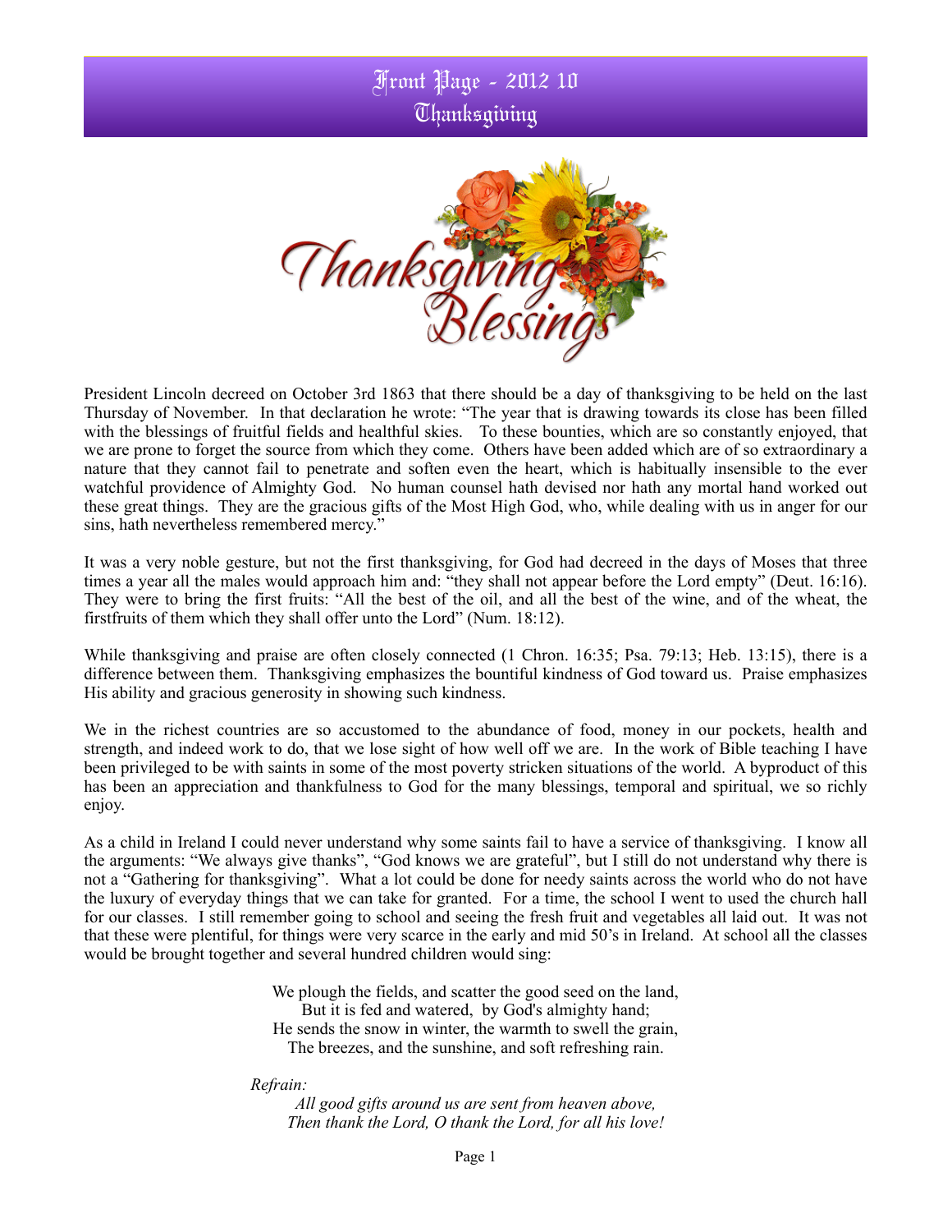# Front Page - 2012 10
## Thanksgiving

President Lincoln decreed on October 3rd 1863 that there should be a day of thanksgiving to be held on the last Thursday of November. In that declaration he wrote: "The year that is drawing towards its close has been filled with the blessings of fruitful fields and healthful skies. To these bounties, which are so constantly enjoyed, that we are prone to forget the source from which they come. Others have been added which are of so extraordinary a nature that they cannot fail to penetrate and soften even the heart, which is habitually insensible to the ever watchful providence of Almighty God. No human counsel hath devised nor hath any mortal hand worked out these great things. They are the gracious gifts of the Most High God, who, while dealing with us in anger for our sins, hath nevertheless remembered mercy."

It was a very noble gesture, but not the first thanksgiving, for God had decreed in the days of Moses that three times a year all the males would approach him and: "they shall not appear before the Lord empty" (Deut. 16:16). They were to bring the first fruits: "All the best of the oil, and all the best of the wine, and of the wheat, the firstfruits of them which they shall offer unto the Lord" (Num. 18:12).

While thanksgiving and praise are often closely connected (1 Chron. 16:35; Psa. 79:13; Heb. 13:15), there is a difference between them. Thanksgiving emphasizes the bountiful kindness of God toward us. Praise emphasizes His ability and gracious generosity in showing such kindness.

We in the richest countries are so accustomed to the abundance of food, money in our pockets, health and strength, and indeed work to do, that we lose sight of how well off we are. In the work of Bible teaching I have been privileged to be with saints in some of the most poverty stricken situations of the world. A byproduct of this has been an appreciation and thankfulness to God for the many blessings, temporal and spiritual, we so richly enjoy.

As a child in Ireland I could never understand why some saints fail to have a service of thanksgiving. I know all the arguments: "We always give thanks", "God knows we are grateful", but I still do not understand why there is not a "Gathering for thanksgiving". What a lot could be done for needy saints across the world who do not have the luxury of everyday things that we can take for granted. For a time, the school I went to used the church hall for our classes. I still remember going to school and seeing the fresh fruit and vegetables all laid out. It was not that these were plentiful, for things were very scarce in the early and mid 50's in Ireland. At school all the classes would be brought together and several hundred children would sing:

We plough the fields, and scatter the good seed on the land,  
But it is fed and watered, by God's almighty hand;  
He sends the snow in winter, the warmth to swell the grain,  
The breezes, and the sunshine, and soft refreshing rain.

*Refrain:*  
*All good gifts around us are sent from heaven above,*  
*Then thank the Lord, O thank the Lord, for all his love!*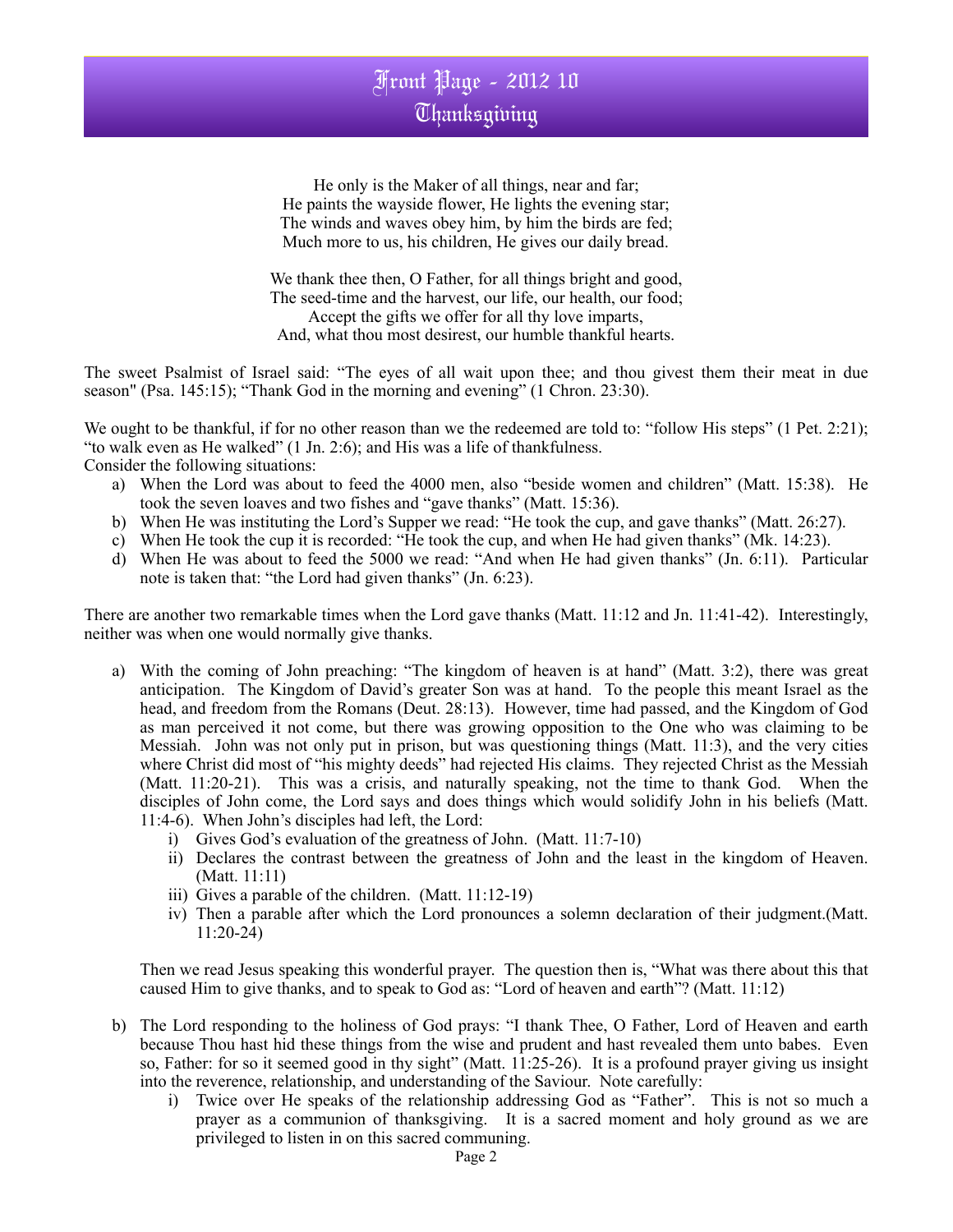# Front Page - 2012 10
# Thanksgiving

He only is the Maker of all things, near and far;
He paints the wayside flower, He lights the evening star;
The winds and waves obey him, by him the birds are fed;
Much more to us, his children, He gives our daily bread.

We thank thee then, O Father, for all things bright and good,
The seed-time and the harvest, our life, our health, our food;
Accept the gifts we offer for all thy love imparts,
And, what thou most desirest, our humble thankful hearts.

The sweet Psalmist of Israel said: "The eyes of all wait upon thee; and thou givest them their meat in due season" (Psa. 145:15); "Thank God in the morning and evening" (1 Chron. 23:30).

We ought to be thankful, if for no other reason than we the redeemed are told to: "follow His steps" (1 Pet. 2:21); "to walk even as He walked" (1 Jn. 2:6); and His was a life of thankfulness.
Consider the following situations:

a) When the Lord was about to feed the 4000 men, also "beside women and children" (Matt. 15:38). He took the seven loaves and two fishes and "gave thanks" (Matt. 15:36).
b) When He was instituting the Lord's Supper we read: "He took the cup, and gave thanks" (Matt. 26:27).
c) When He took the cup it is recorded: "He took the cup, and when He had given thanks" (Mk. 14:23).
d) When He was about to feed the 5000 we read: "And when He had given thanks" (Jn. 6:11). Particular note is taken that: "the Lord had given thanks" (Jn. 6:23).

There are another two remarkable times when the Lord gave thanks (Matt. 11:12 and Jn. 11:41-42). Interestingly, neither was when one would normally give thanks.

a) With the coming of John preaching: "The kingdom of heaven is at hand" (Matt. 3:2), there was great anticipation. The Kingdom of David's greater Son was at hand. To the people this meant Israel as the head, and freedom from the Romans (Deut. 28:13). However, time had passed, and the Kingdom of God as man perceived it not come, but there was growing opposition to the One who was claiming to be Messiah. John was not only put in prison, but was questioning things (Matt. 11:3), and the very cities where Christ did most of "his mighty deeds" had rejected His claims. They rejected Christ as the Messiah (Matt. 11:20-21). This was a crisis, and naturally speaking, not the time to thank God. When the disciples of John come, the Lord says and does things which would solidify John in his beliefs (Matt. 11:4-6). When John's disciples had left, the Lord:
   i) Gives God's evaluation of the greatness of John. (Matt. 11:7-10)
   ii) Declares the contrast between the greatness of John and the least in the kingdom of Heaven. (Matt. 11:11)
   iii) Gives a parable of the children. (Matt. 11:12-19)
   iv) Then a parable after which the Lord pronounces a solemn declaration of their judgment.(Matt. 11:20-24)

   Then we read Jesus speaking this wonderful prayer. The question then is, "What was there about this that caused Him to give thanks, and to speak to God as: "Lord of heaven and earth"? (Matt. 11:12)

b) The Lord responding to the holiness of God prays: "I thank Thee, O Father, Lord of Heaven and earth because Thou hast hid these things from the wise and prudent and hast revealed them unto babes. Even so, Father: for so it seemed good in thy sight" (Matt. 11:25-26). It is a profound prayer giving us insight into the reverence, relationship, and understanding of the Saviour. Note carefully:
   i) Twice over He speaks of the relationship addressing God as "Father". This is not so much a prayer as a communion of thanksgiving. It is a sacred moment and holy ground as we are privileged to listen in on this sacred communing.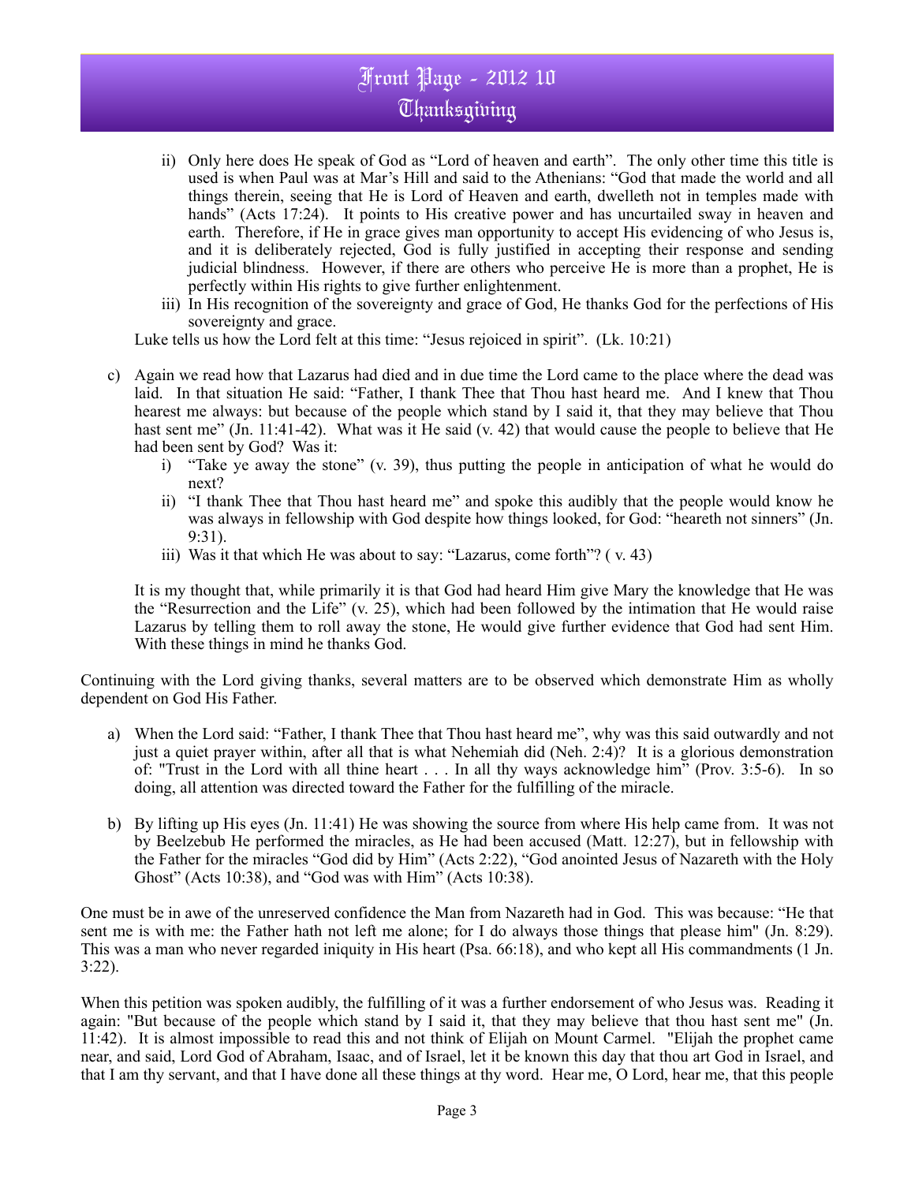ii) Only here does He speak of God as "Lord of heaven and earth". The only other time this title is used is when Paul was at Mar's Hill and said to the Athenians: "God that made the world and all things therein, seeing that He is Lord of Heaven and earth, dwelleth not in temples made with hands" (Acts 17:24). It points to His creative power and has uncurtailed sway in heaven and earth. Therefore, if He in grace gives man opportunity to accept His evidencing of who Jesus is, and it is deliberately rejected, God is fully justified in accepting their response and sending judicial blindness. However, if there are others who perceive He is more than a prophet, He is perfectly within His rights to give further enlightenment.

iii) In His recognition of the sovereignty and grace of God, He thanks God for the perfections of His sovereignty and grace.

Luke tells us how the Lord felt at this time: "Jesus rejoiced in spirit". (Lk. 10:21)

c) Again we read how that Lazarus had died and in due time the Lord came to the place where the dead was laid. In that situation He said: "Father, I thank Thee that Thou hast heard me. And I knew that Thou hearest me always: but because of the people which stand by I said it, that they may believe that Thou hast sent me" (Jn. 11:41-42). What was it He said (v. 42) that would cause the people to believe that He had been sent by God? Was it:

   i) "Take ye away the stone" (v. 39), thus putting the people in anticipation of what he would do next?
   ii) "I thank Thee that Thou hast heard me" and spoke this audibly that the people would know he was always in fellowship with God despite how things looked, for God: "heareth not sinners" (Jn. 9:31).
   iii) Was it that which He was about to say: "Lazarus, come forth"? ( v. 43)

It is my thought that, while primarily it is that God had heard Him give Mary the knowledge that He was the "Resurrection and the Life" (v. 25), which had been followed by the intimation that He would raise Lazarus by telling them to roll away the stone, He would give further evidence that God had sent Him. With these things in mind he thanks God.

Continuing with the Lord giving thanks, several matters are to be observed which demonstrate Him as wholly dependent on God His Father.

a) When the Lord said: "Father, I thank Thee that Thou hast heard me", why was this said outwardly and not just a quiet prayer within, after all that is what Nehemiah did (Neh. 2:4)? It is a glorious demonstration of: "Trust in the Lord with all thine heart . . . In all thy ways acknowledge him" (Prov. 3:5-6). In so doing, all attention was directed toward the Father for the fulfilling of the miracle.

b) By lifting up His eyes (Jn. 11:41) He was showing the source from where His help came from. It was not by Beelzebub He performed the miracles, as He had been accused (Matt. 12:27), but in fellowship with the Father for the miracles "God did by Him" (Acts 2:22), "God anointed Jesus of Nazareth with the Holy Ghost" (Acts 10:38), and "God was with Him" (Acts 10:38).

One must be in awe of the unreserved confidence the Man from Nazareth had in God. This was because: "He that sent me is with me: the Father hath not left me alone; for I do always those things that please him" (Jn. 8:29). This was a man who never regarded iniquity in His heart (Psa. 66:18), and who kept all His commandments (1 Jn. 3:22).

When this petition was spoken audibly, the fulfilling of it was a further endorsement of who Jesus was. Reading it again: "But because of the people which stand by I said it, that they may believe that thou hast sent me" (Jn. 11:42). It is almost impossible to read this and not think of Elijah on Mount Carmel. "Elijah the prophet came near, and said, Lord God of Abraham, Isaac, and of Israel, let it be known this day that thou art God in Israel, and that I am thy servant, and that I have done all these things at thy word. Hear me, O Lord, hear me, that this people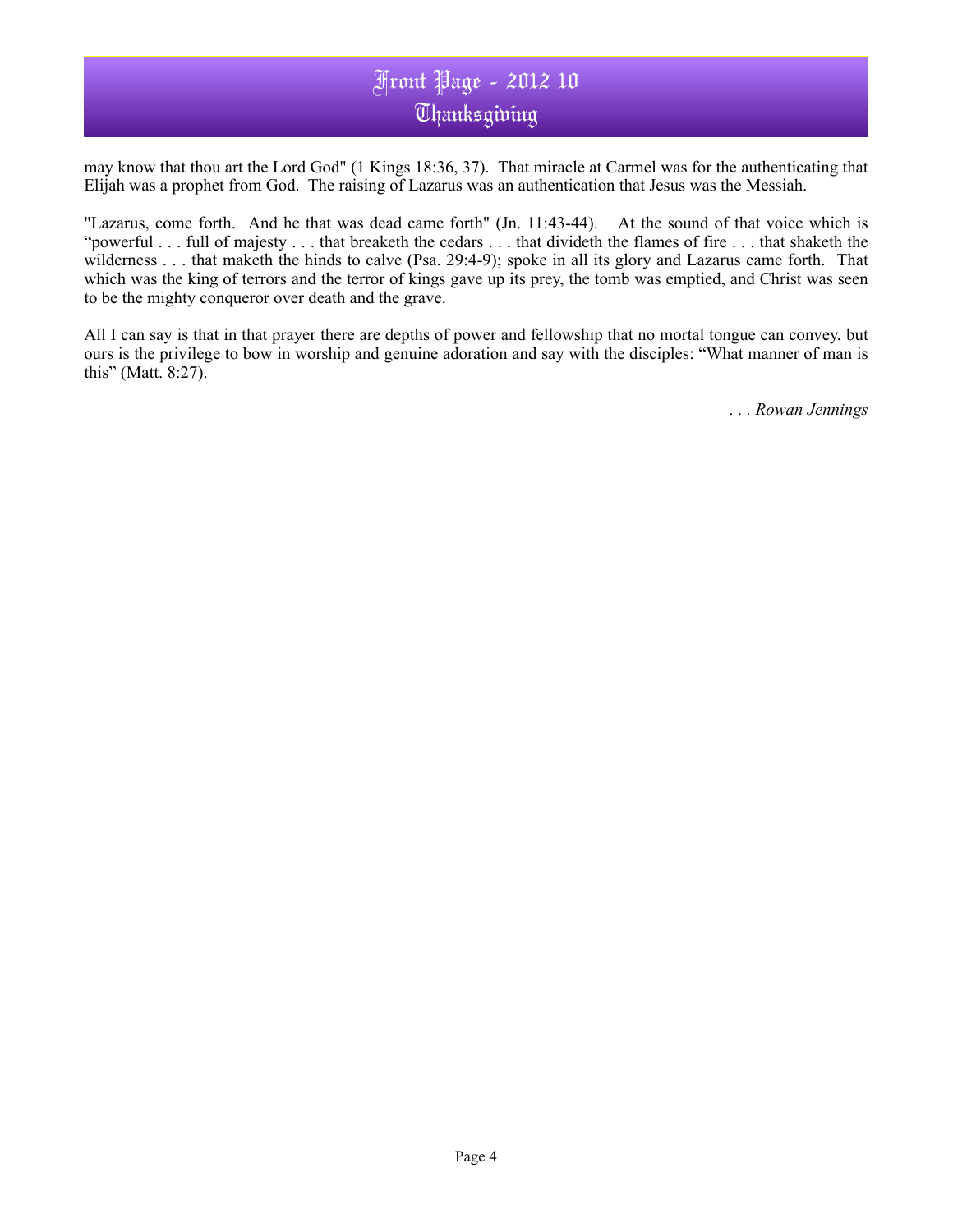may know that thou art the Lord God" (1 Kings 18:36, 37). That miracle at Carmel was for the authenticating that Elijah was a prophet from God. The raising of Lazarus was an authentication that Jesus was the Messiah.

"Lazarus, come forth. And he that was dead came forth" (Jn. 11:43-44). At the sound of that voice which is "powerful . . . full of majesty . . . that breaketh the cedars . . . that divideth the flames of fire . . . that shaketh the wilderness . . . that maketh the hinds to calve (Psa. 29:4-9); spoke in all its glory and Lazarus came forth. That which was the king of terrors and the terror of kings gave up its prey, the tomb was emptied, and Christ was seen to be the mighty conqueror over death and the grave.

All I can say is that in that prayer there are depths of power and fellowship that no mortal tongue can convey, but ours is the privilege to bow in worship and genuine adoration and say with the disciples: "What manner of man is this" (Matt. 8:27).

*. . . Rowan Jennings*